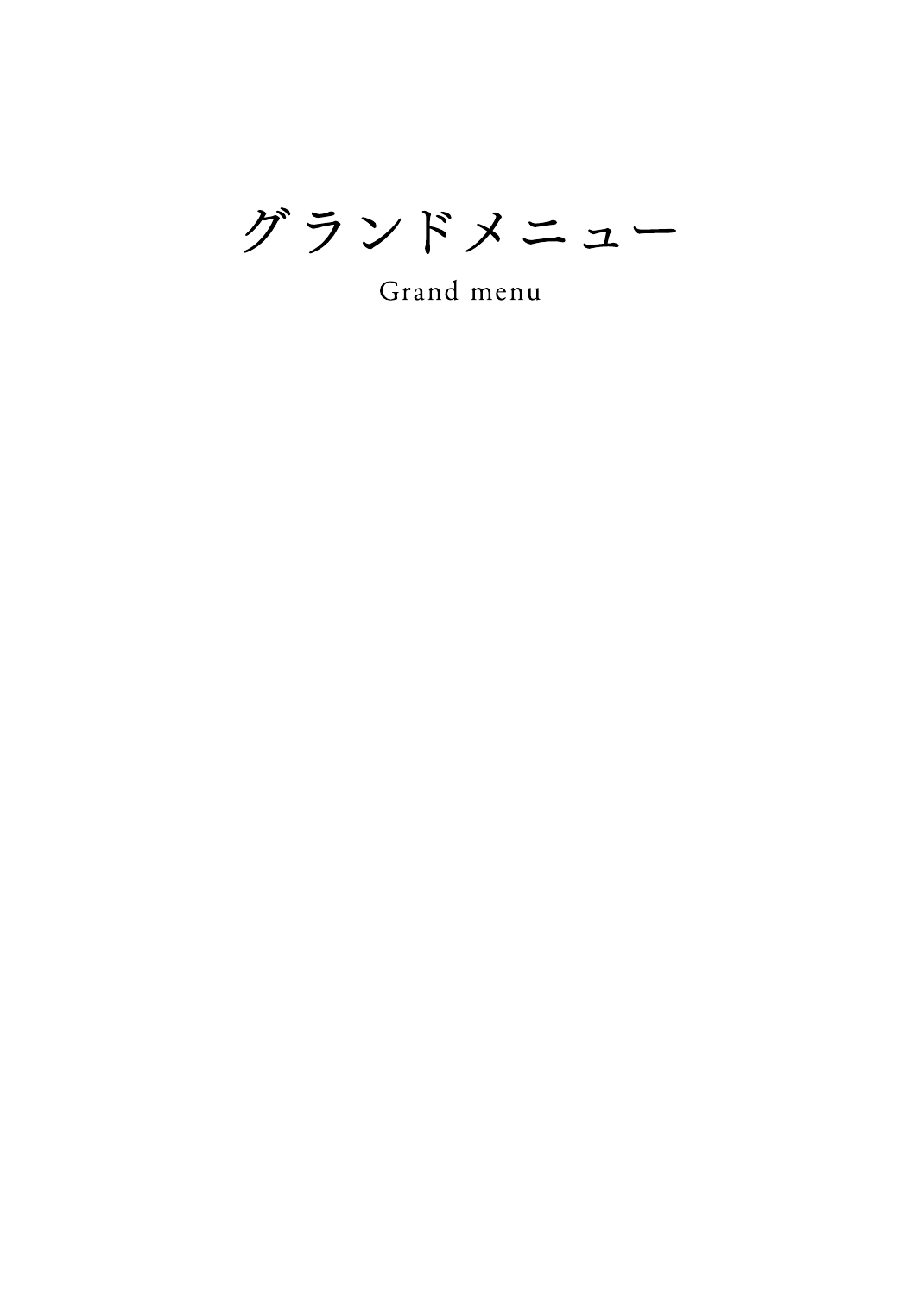# グランドメニュー

Grand menu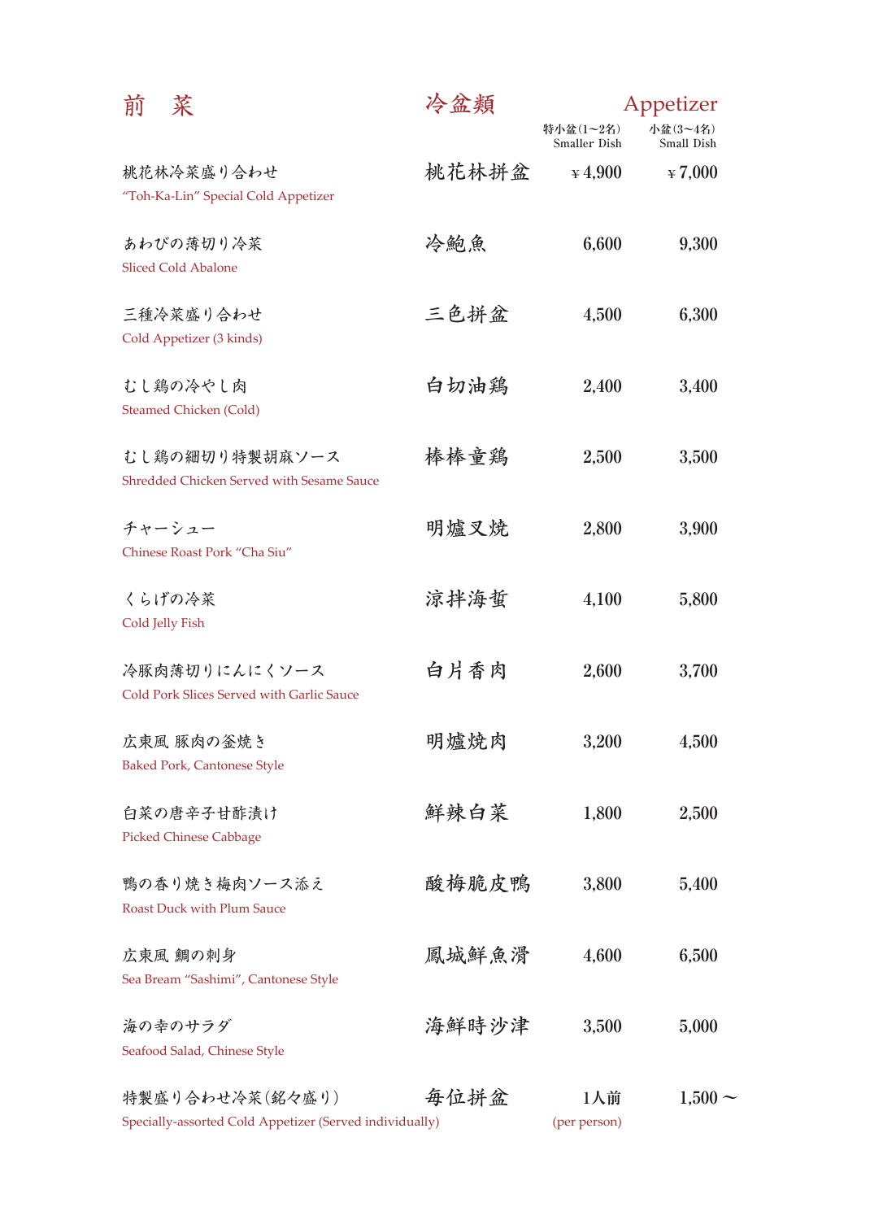# 前　菜　　冷盆類　　Appetizer

| | | 特小盆(1~2名) Smaller Dish | 小盆(3~4名) Small Dish |
|---|---|---|---|
| 桃花林冷菜盛り合わせ<br>"Toh-Ka-Lin" Special Cold Appetizer | 桃花林拼盆 | ¥4,900 | ¥7,000 |
| あわびの薄切り冷菜<br>Sliced Cold Abalone | 冷鮑魚 | 6,600 | 9,300 |
| 三種冷菜盛り合わせ<br>Cold Appetizer (3 kinds) | 三色拼盆 | 4,500 | 6,300 |
| むし鶏の冷やし肉<br>Steamed Chicken (Cold) | 白切油鶏 | 2,400 | 3,400 |
| むし鶏の細切り特製胡麻ソース<br>Shredded Chicken Served with Sesame Sauce | 棒棒童鶏 | 2,500 | 3,500 |
| チャーシュー<br>Chinese Roast Pork "Cha Siu" | 明爐叉焼 | 2,800 | 3,900 |
| くらげの冷菜<br>Cold Jelly Fish | 涼拌海蜇 | 4,100 | 5,800 |
| 冷豚肉薄切りにんにくソース<br>Cold Pork Slices Served with Garlic Sauce | 白片香肉 | 2,600 | 3,700 |
| 広東風 豚肉の釜焼き<br>Baked Pork, Cantonese Style | 明爐焼肉 | 3,200 | 4,500 |
| 白菜の唐辛子甘酢漬け<br>Picked Chinese Cabbage | 鮮辣白菜 | 1,800 | 2,500 |
| 鴨の香り焼き梅肉ソース添え<br>Roast Duck with Plum Sauce | 酸梅脆皮鴨 | 3,800 | 5,400 |
| 広東風 鯛の刺身<br>Sea Bream "Sashimi", Cantonese Style | 鳳城鮮魚滑 | 4,600 | 6,500 |
| 海の幸のサラダ<br>Seafood Salad, Chinese Style | 海鮮時沙津 | 3,500 | 5,000 |
| 特製盛り合わせ冷菜(銘々盛り)<br>Specially-assorted Cold Appetizer (Served individually) | 毎位拼盆 | 1人前 (per person) | 1,500 ~ |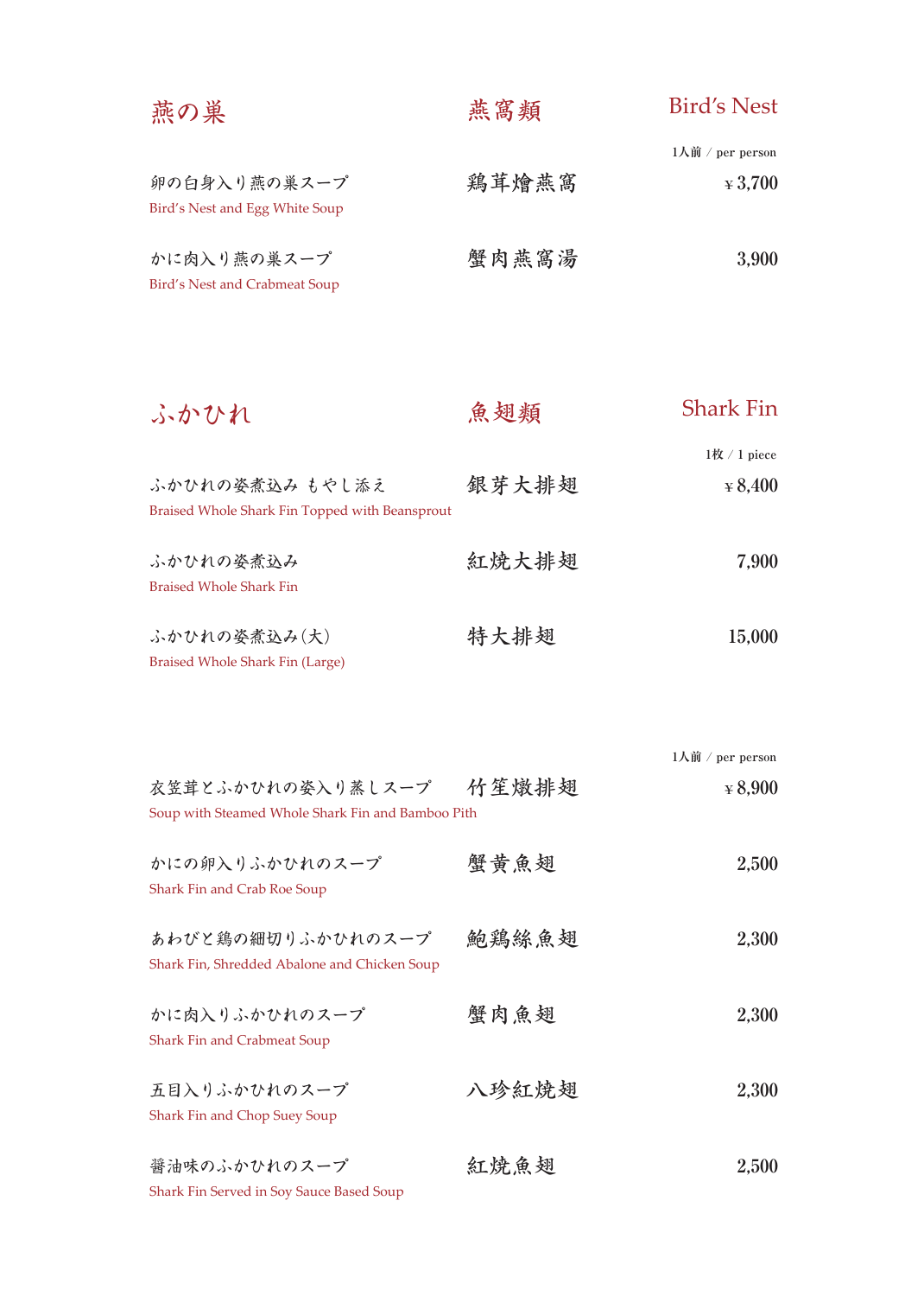## 燕の巣　燕窩類　Bird's Nest

| | | 1人前 / per person |
|---|---|---|
| 卵の白身入り燕の巣スープ<br>Bird's Nest and Egg White Soup | 鶏茸燴燕窩 | ¥ 3,700 |
| かに肉入り燕の巣スープ<br>Bird's Nest and Crabmeat Soup | 蟹肉燕窩湯 | 3,900 |

## ふかひれ　魚翅類　Shark Fin

| | | 1枚 / 1 piece |
|---|---|---|
| ふかひれの姿煮込み もやし添え<br>Braised Whole Shark Fin Topped with Beansprout | 銀芽大排翅 | ¥ 8,400 |
| ふかひれの姿煮込み<br>Braised Whole Shark Fin | 紅焼大排翅 | 7,900 |
| ふかひれの姿煮込み(大)<br>Braised Whole Shark Fin (Large) | 特大排翅 | 15,000 |

| | | 1人前 / per person |
|---|---|---|
| 衣笠茸とふかひれの姿入り蒸しスープ<br>Soup with Steamed Whole Shark Fin and Bamboo Pith | 竹笙燉排翅 | ¥ 8,900 |
| かにの卵入りふかひれのスープ<br>Shark Fin and Crab Roe Soup | 蟹黄魚翅 | 2,500 |
| あわびと鶏の細切りふかひれのスープ<br>Shark Fin, Shredded Abalone and Chicken Soup | 鮑鶏絲魚翅 | 2,300 |
| かに肉入りふかひれのスープ<br>Shark Fin and Crabmeat Soup | 蟹肉魚翅 | 2,300 |
| 五目入りふかひれのスープ<br>Shark Fin and Chop Suey Soup | 八珍紅焼翅 | 2,300 |
| 醤油味のふかひれのスープ<br>Shark Fin Served in Soy Sauce Based Soup | 紅焼魚翅 | 2,500 |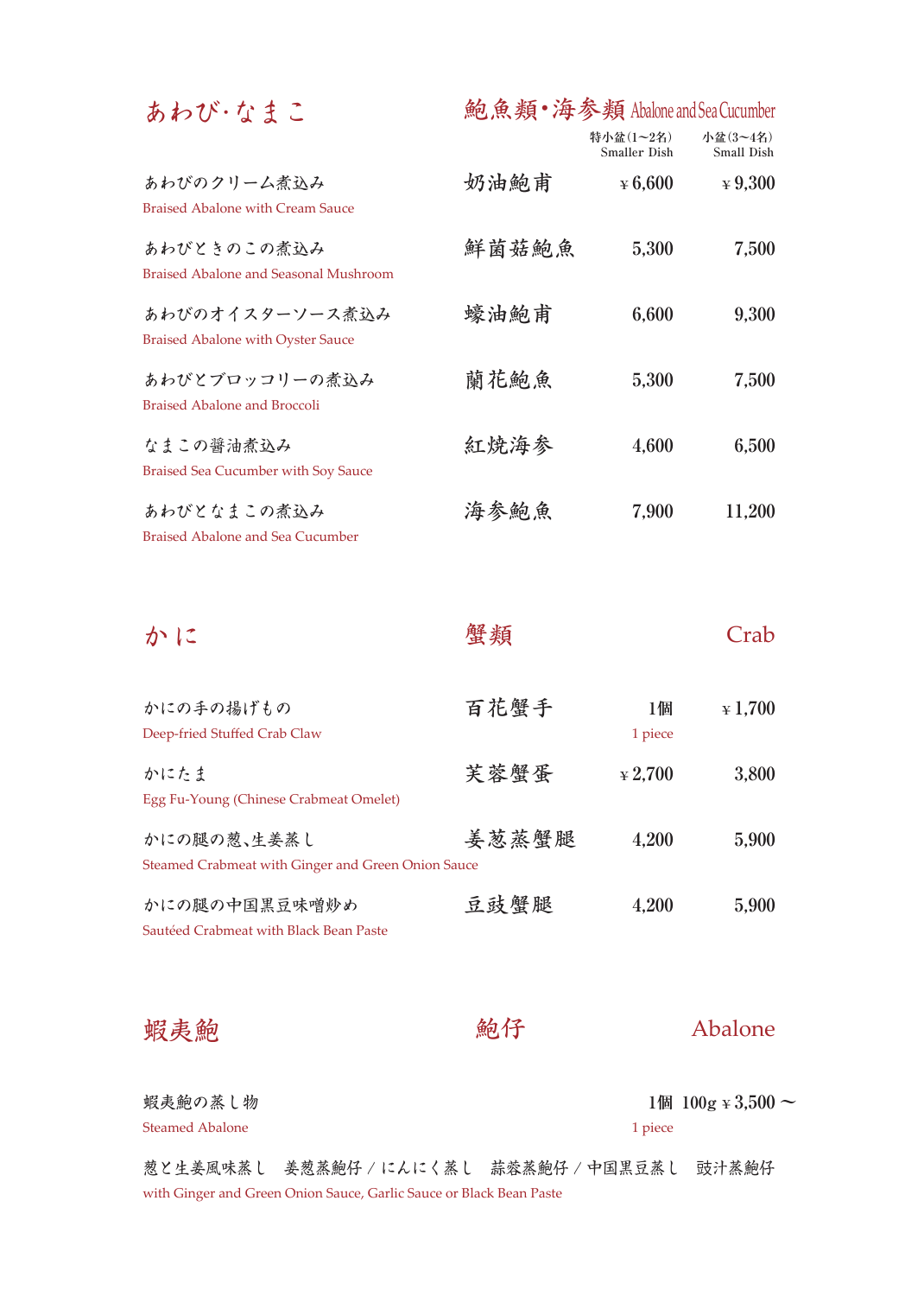## あわび・なまこ　鮑魚類・海参類 Abalone and Sea Cucumber

| | | 特小盆（1〜2名）Smaller Dish | 小盆（3〜4名）Small Dish |
|---|---|---|---|
| あわびのクリーム煮込み<br>Braised Abalone with Cream Sauce | 奶油鮑甫 | ¥6,600 | ¥9,300 |
| あわびときのこの煮込み<br>Braised Abalone and Seasonal Mushroom | 鮮菌菇鮑魚 | 5,300 | 7,500 |
| あわびのオイスターソース煮込み<br>Braised Abalone with Oyster Sauce | 蠔油鮑甫 | 6,600 | 9,300 |
| あわびとブロッコリーの煮込み<br>Braised Abalone and Broccoli | 蘭花鮑魚 | 5,300 | 7,500 |
| なまこの醤油煮込み<br>Braised Sea Cucumber with Soy Sauce | 紅焼海参 | 4,600 | 6,500 |
| あわびとなまこの煮込み<br>Braised Abalone and Sea Cucumber | 海参鮑魚 | 7,900 | 11,200 |

## かに　蟹類　Crab

| | | | |
|---|---|---|---|
| かにの手の揚げもの<br>Deep-fried Stuffed Crab Claw | 百花蟹手 | 1個<br>1 piece | ¥1,700 |
| かにたま<br>Egg Fu-Young (Chinese Crabmeat Omelet) | 芙蓉蟹蛋 | ¥2,700 | 3,800 |
| かにの腿の葱、生姜蒸し<br>Steamed Crabmeat with Ginger and Green Onion Sauce | 姜葱蒸蟹腿 | 4,200 | 5,900 |
| かにの腿の中国黒豆味噌炒め<br>Sautéed Crabmeat with Black Bean Paste | 豆豉蟹腿 | 4,200 | 5,900 |

## 蝦夷鮑　鮑仔　Abalone

蝦夷鮑の蒸し物
Steamed Abalone

1個 100g ¥3,500 〜
1 piece

葱と生姜風味蒸し　姜葱蒸鮑仔 / にんにく蒸し　蒜蓉蒸鮑仔 / 中国黒豆蒸し　豉汁蒸鮑仔
with Ginger and Green Onion Sauce, Garlic Sauce or Black Bean Paste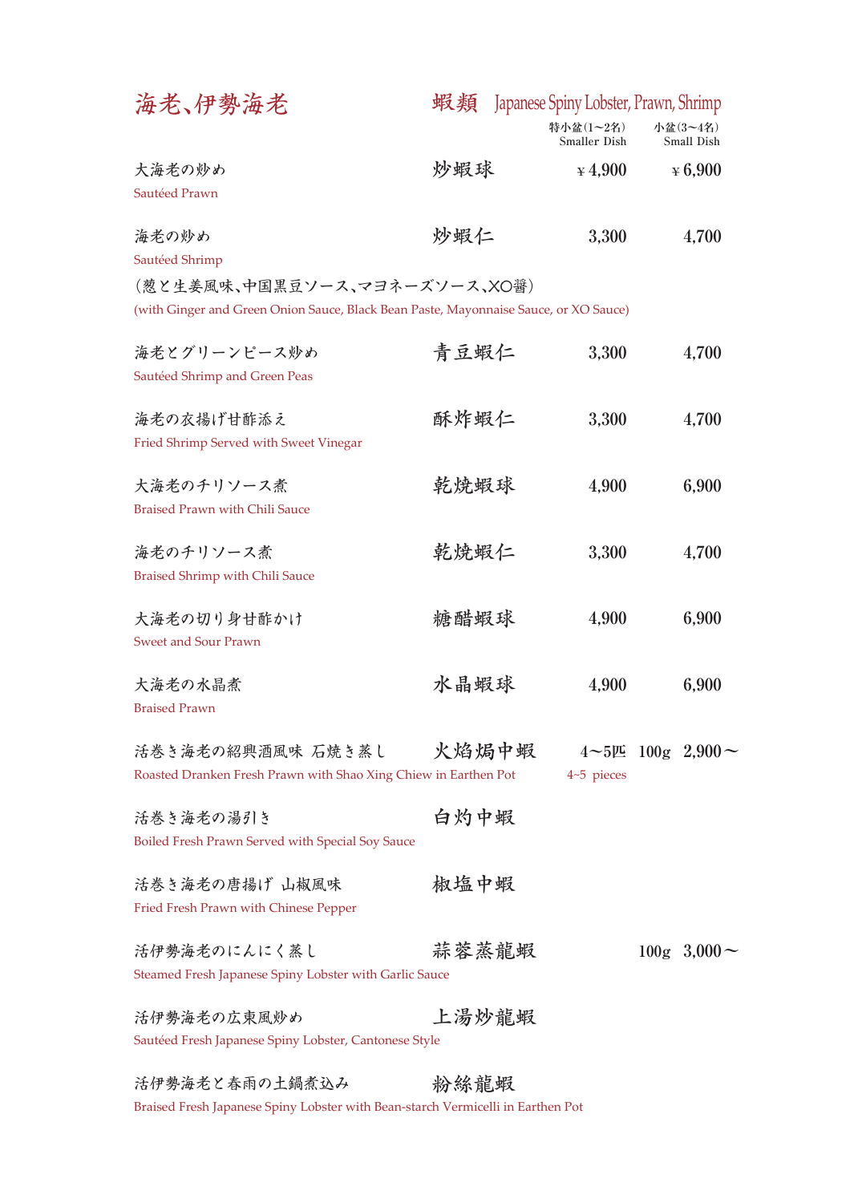# 海老、伊勢海老

## 蝦類 Japanese Spiny Lobster, Prawn, Shrimp

| | | 特小盆(1~2名) Smaller Dish | 小盆(3~4名) Small Dish |
|---|---|---|---|
| 大海老の炒め<br>Sautéed Prawn | 炒蝦球 | ￥4,900 | ￥6,900 |
| 海老の炒め<br>Sautéed Shrimp<br>(葱と生姜風味、中国黒豆ソース、マヨネーズソース、XO醤)<br>(with Ginger and Green Onion Sauce, Black Bean Paste, Mayonnaise Sauce, or XO Sauce) | 炒蝦仁 | 3,300 | 4,700 |
| 海老とグリーンピース炒め<br>Sautéed Shrimp and Green Peas | 青豆蝦仁 | 3,300 | 4,700 |
| 海老の衣揚げ甘酢添え<br>Fried Shrimp Served with Sweet Vinegar | 酥炸蝦仁 | 3,300 | 4,700 |
| 大海老のチリソース煮<br>Braised Prawn with Chili Sauce | 乾焼蝦球 | 4,900 | 6,900 |
| 海老のチリソース煮<br>Braised Shrimp with Chili Sauce | 乾焼蝦仁 | 3,300 | 4,700 |
| 大海老の切り身甘酢かけ<br>Sweet and Sour Prawn | 糖醋蝦球 | 4,900 | 6,900 |
| 大海老の水晶煮<br>Braised Prawn | 水晶蝦球 | 4,900 | 6,900 |
| 活巻き海老の紹興酒風味 石焼き蒸し<br>Roasted Dranken Fresh Prawn with Shao Xing Chiew in Earthen Pot | 火焰焗中蝦 | 4~5匹<br>4~5 pieces | 100g 2,900～ |
| 活巻き海老の湯引き<br>Boiled Fresh Prawn Served with Special Soy Sauce | 白灼中蝦 | | |
| 活巻き海老の唐揚げ 山椒風味<br>Fried Fresh Prawn with Chinese Pepper | 椒塩中蝦 | | |
| 活伊勢海老のにんにく蒸し<br>Steamed Fresh Japanese Spiny Lobster with Garlic Sauce | 蒜蓉蒸龍蝦 | | 100g 3,000～ |
| 活伊勢海老の広東風炒め<br>Sautéed Fresh Japanese Spiny Lobster, Cantonese Style | 上湯炒龍蝦 | | |
| 活伊勢海老と春雨の土鍋煮込み<br>Braised Fresh Japanese Spiny Lobster with Bean-starch Vermicelli in Earthen Pot | 粉絲龍蝦 | | |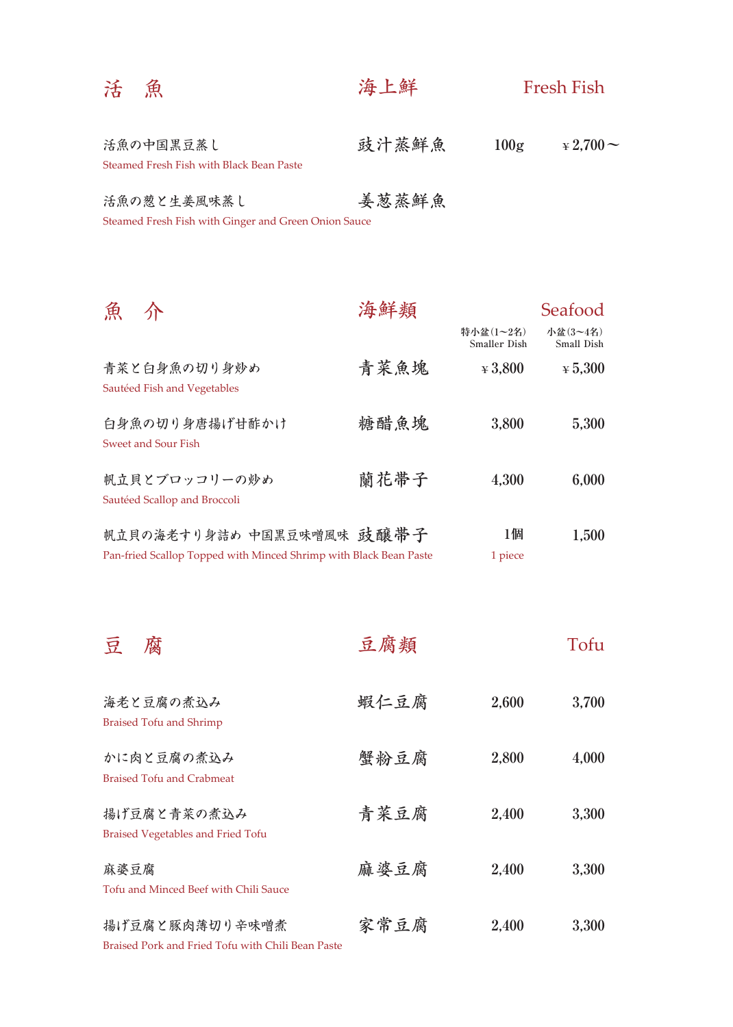## 活　魚　　海上鮮　　Fresh Fish

| | | | |
|---|---|---|---|
| 活魚の中国黒豆蒸し<br>Steamed Fresh Fish with Black Bean Paste | 豉汁蒸鮮魚 | 100g | ￥2,700～ |
| 活魚の葱と生姜風味蒸し<br>Steamed Fresh Fish with Ginger and Green Onion Sauce | 姜葱蒸鮮魚 | | |

## 魚　介　　海鮮類　　Seafood

| | | 特小盆(1～2名)<br>Smaller Dish | 小盆(3～4名)<br>Small Dish |
|---|---|---|---|
| 青菜と白身魚の切り身炒め<br>Sautéed Fish and Vegetables | 青菜魚塊 | ￥3,800 | ￥5,300 |
| 白身魚の切り身唐揚げ甘酢かけ<br>Sweet and Sour Fish | 糖醋魚塊 | 3,800 | 5,300 |
| 帆立貝とブロッコリーの炒め<br>Sautéed Scallop and Broccoli | 蘭花帯子 | 4,300 | 6,000 |
| 帆立貝の海老すり身詰め　中国黒豆味噌風味<br>Pan-fried Scallop Topped with Minced Shrimp with Black Bean Paste | 豉釀帯子 | 1個<br>1 piece | 1,500 |

## 豆　腐　　豆腐類　　Tofu

| | | | |
|---|---|---|---|
| 海老と豆腐の煮込み<br>Braised Tofu and Shrimp | 蝦仁豆腐 | 2,600 | 3,700 |
| かに肉と豆腐の煮込み<br>Braised Tofu and Crabmeat | 蟹粉豆腐 | 2,800 | 4,000 |
| 揚げ豆腐と青菜の煮込み<br>Braised Vegetables and Fried Tofu | 青菜豆腐 | 2,400 | 3,300 |
| 麻婆豆腐<br>Tofu and Minced Beef with Chili Sauce | 麻婆豆腐 | 2,400 | 3,300 |
| 揚げ豆腐と豚肉薄切り辛味噌煮<br>Braised Pork and Fried Tofu with Chili Bean Paste | 家常豆腐 | 2,400 | 3,300 |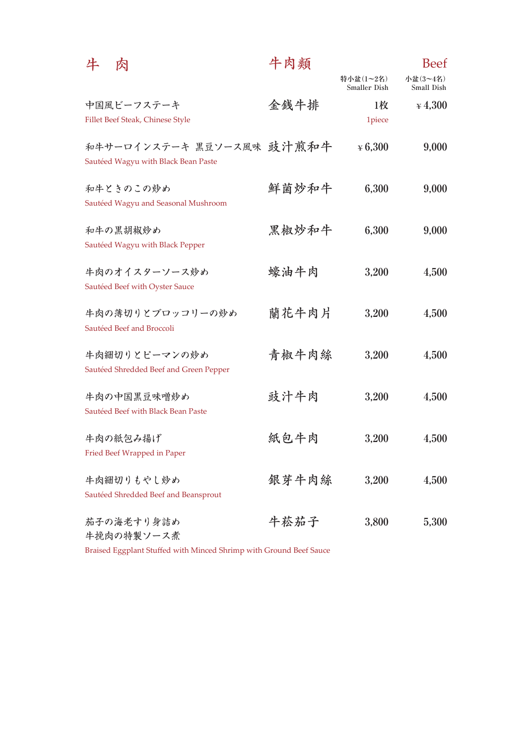# 牛　肉　　　牛肉類　　　Beef

| | | 特小盆（1〜2名） Smaller Dish | 小盆（3〜4名） Small Dish |
|---|---|---|---|
| 中国風ビーフステーキ<br>Fillet Beef Steak, Chinese Style | 金銭牛排 | 1枚<br>1piece | ¥ 4,300 |
| 和牛サーロインステーキ 黒豆ソース風味<br>Sautéed Wagyu with Black Bean Paste | 豉汁煎和牛 | ¥ 6,300 | 9,000 |
| 和牛ときのこの炒め<br>Sautéed Wagyu and Seasonal Mushroom | 鮮菌炒和牛 | 6,300 | 9,000 |
| 和牛の黒胡椒炒め<br>Sautéed Wagyu with Black Pepper | 黒椒炒和牛 | 6,300 | 9,000 |
| 牛肉のオイスターソース炒め<br>Sautéed Beef with Oyster Sauce | 蠔油牛肉 | 3,200 | 4,500 |
| 牛肉の薄切りとブロッコリーの炒め<br>Sautéed Beef and Broccoli | 蘭花牛肉片 | 3,200 | 4,500 |
| 牛肉細切りとピーマンの炒め<br>Sautéed Shredded Beef and Green Pepper | 青椒牛肉絲 | 3,200 | 4,500 |
| 牛肉の中国黒豆味噌炒め<br>Sautéed Beef with Black Bean Paste | 豉汁牛肉 | 3,200 | 4,500 |
| 牛肉の紙包み揚げ<br>Fried Beef Wrapped in Paper | 紙包牛肉 | 3,200 | 4,500 |
| 牛肉細切りもやし炒め<br>Sautéed Shredded Beef and Beansprout | 銀芽牛肉絲 | 3,200 | 4,500 |
| 茄子の海老すり身詰め<br>牛挽肉の特製ソース煮<br>Braised Eggplant Stuffed with Minced Shrimp with Ground Beef Sauce | 牛崧茄子 | 3,800 | 5,300 |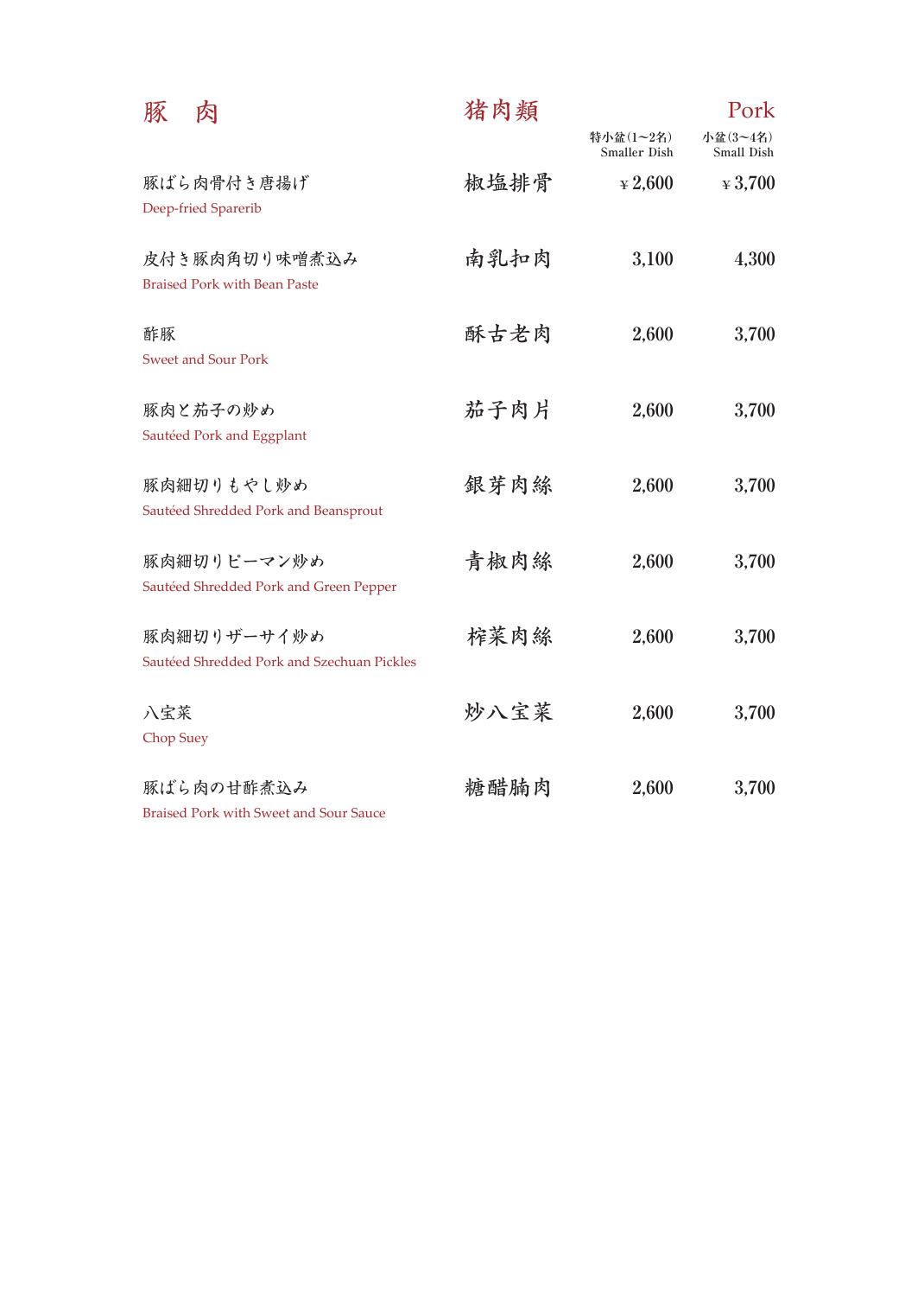## 豚　肉　　猪肉類　　Pork

| | | 特小盆（1～2名） Smaller Dish | 小盆（3～4名） Small Dish |
|---|---|---|---|
| 豚ばら肉骨付き唐揚げ<br>Deep-fried Sparerib | 椒塩排骨 | ¥ 2,600 | ¥ 3,700 |
| 皮付き豚肉角切り味噌煮込み<br>Braised Pork with Bean Paste | 南乳扣肉 | 3,100 | 4,300 |
| 酢豚<br>Sweet and Sour Pork | 酥古老肉 | 2,600 | 3,700 |
| 豚肉と茄子の炒め<br>Sautéed Pork and Eggplant | 茄子肉片 | 2,600 | 3,700 |
| 豚肉細切りもやし炒め<br>Sautéed Shredded Pork and Beansprout | 銀芽肉絲 | 2,600 | 3,700 |
| 豚肉細切りピーマン炒め<br>Sautéed Shredded Pork and Green Pepper | 青椒肉絲 | 2,600 | 3,700 |
| 豚肉細切りザーサイ炒め<br>Sautéed Shredded Pork and Szechuan Pickles | 榨菜肉絲 | 2,600 | 3,700 |
| 八宝菜<br>Chop Suey | 炒八宝菜 | 2,600 | 3,700 |
| 豚ばら肉の甘酢煮込み<br>Braised Pork with Sweet and Sour Sauce | 糖醋腩肉 | 2,600 | 3,700 |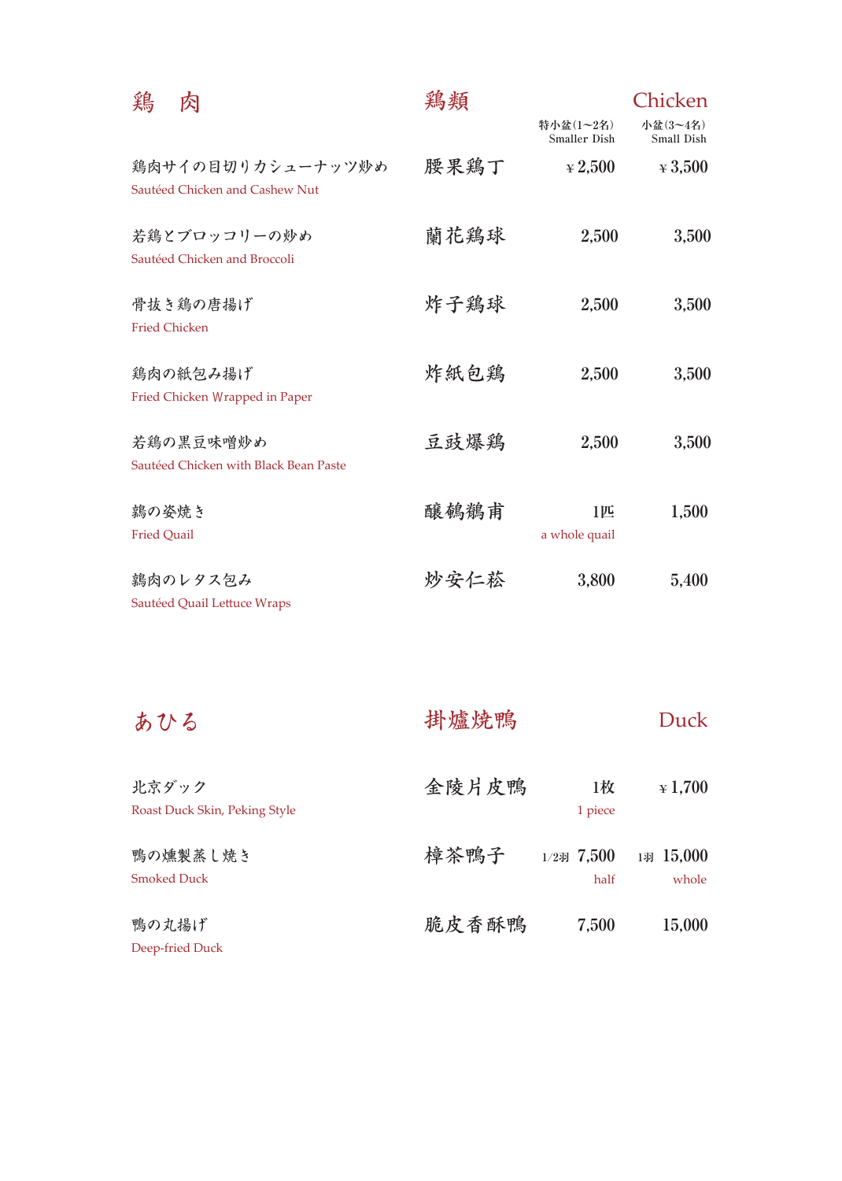## 鶏　肉 ／ 鶏類 ／ Chicken

| | | 特小盆(1~2名) Smaller Dish | 小盆(3~4名) Small Dish |
|---|---|---|---|
| 鶏肉サイの目切りカシューナッツ炒め<br>Sautéed Chicken and Cashew Nut | 腰果鶏丁 | ¥ 2,500 | ¥ 3,500 |
| 若鶏とブロッコリーの炒め<br>Sautéed Chicken and Broccoli | 蘭花鶏球 | 2,500 | 3,500 |
| 骨抜き鶏の唐揚げ<br>Fried Chicken | 炸子鶏球 | 2,500 | 3,500 |
| 鶏肉の紙包み揚げ<br>Fried Chicken Wrapped in Paper | 炸紙包鶏 | 2,500 | 3,500 |
| 若鶏の黒豆味噌炒め<br>Sautéed Chicken with Black Bean Paste | 豆豉爆鶏 | 2,500 | 3,500 |
| 鶉の姿焼き<br>Fried Quail | 醸鵪鶉甫 | 1匹<br>a whole quail | 1,500 |
| 鶉肉のレタス包み<br>Sautéed Quail Lettuce Wraps | 炒安仁菘 | 3,800 | 5,400 |

## あひる ／ 掛爐焼鴨 ／ Duck

| | | | |
|---|---|---|---|
| 北京ダック<br>Roast Duck Skin, Peking Style | 金陵片皮鴨 | 1枚<br>1 piece | ¥ 1,700 |
| 鴨の燻製蒸し焼き<br>Smoked Duck | 樟茶鴨子 | 1/2羽 7,500<br>half | 1羽 15,000<br>whole |
| 鴨の丸揚げ<br>Deep-fried Duck | 脆皮香酥鴨 | 7,500 | 15,000 |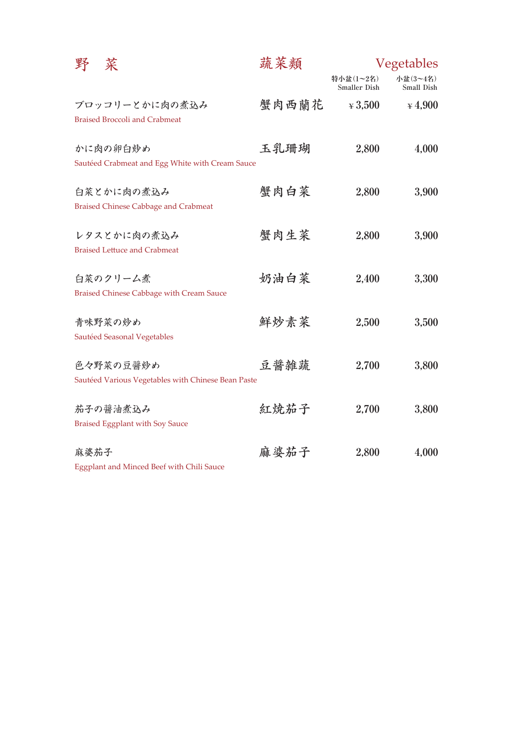## 野　菜　　蔬菜類　　Vegetables

| | | 特小盆(1~2名) Smaller Dish | 小盆(3~4名) Small Dish |
|---|---|---|---|
| ブロッコリーとかに肉の煮込み<br>Braised Broccoli and Crabmeat | 蟹肉西蘭花 | ¥ 3,500 | ¥ 4,900 |
| かに肉の卵白炒め<br>Sautéed Crabmeat and Egg White with Cream Sauce | 玉乳珊瑚 | 2,800 | 4,000 |
| 白菜とかに肉の煮込み<br>Braised Chinese Cabbage and Crabmeat | 蟹肉白菜 | 2,800 | 3,900 |
| レタスとかに肉の煮込み<br>Braised Lettuce and Crabmeat | 蟹肉生菜 | 2,800 | 3,900 |
| 白菜のクリーム煮<br>Braised Chinese Cabbage with Cream Sauce | 奶油白菜 | 2,400 | 3,300 |
| 青味野菜の炒め<br>Sautéed Seasonal Vegetables | 鮮炒素菜 | 2,500 | 3,500 |
| 色々野菜の豆醤炒め<br>Sautéed Various Vegetables with Chinese Bean Paste | 豆醤雑蔬 | 2,700 | 3,800 |
| 茄子の醤油煮込み<br>Braised Eggplant with Soy Sauce | 紅焼茄子 | 2,700 | 3,800 |
| 麻婆茄子<br>Eggplant and Minced Beef with Chili Sauce | 麻婆茄子 | 2,800 | 4,000 |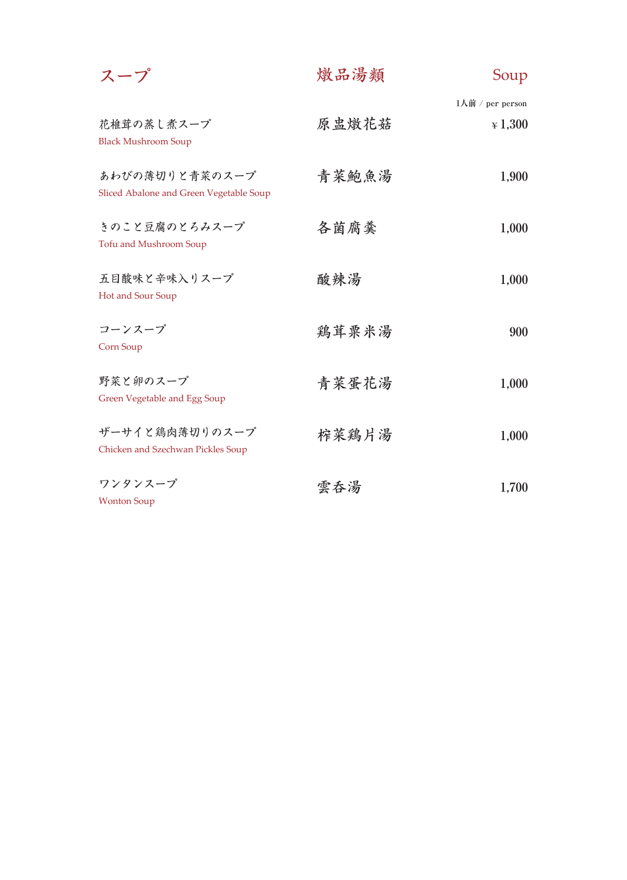## スープ　燉品湯類　Soup

| スープ | 燉品湯類 | 1人前 / per person |
|---|---|---|
| 花椎茸の蒸し煮スープ<br>Black Mushroom Soup | 原盅燉花菇 | ¥ 1,300 |
| あわびの薄切りと青菜のスープ<br>Sliced Abalone and Green Vegetable Soup | 青菜鮑魚湯 | 1,900 |
| きのこと豆腐のとろみスープ<br>Tofu and Mushroom Soup | 各菌腐羹 | 1,000 |
| 五目酸味と辛味入りスープ<br>Hot and Sour Soup | 酸辣湯 | 1,000 |
| コーンスープ<br>Corn Soup | 鶏茸粟米湯 | 900 |
| 野菜と卵のスープ<br>Green Vegetable and Egg Soup | 青菜蛋花湯 | 1,000 |
| ザーサイと鶏肉薄切りのスープ<br>Chicken and Szechwan Pickles Soup | 榨菜鶏片湯 | 1,000 |
| ワンタンスープ<br>Wonton Soup | 雲呑湯 | 1,700 |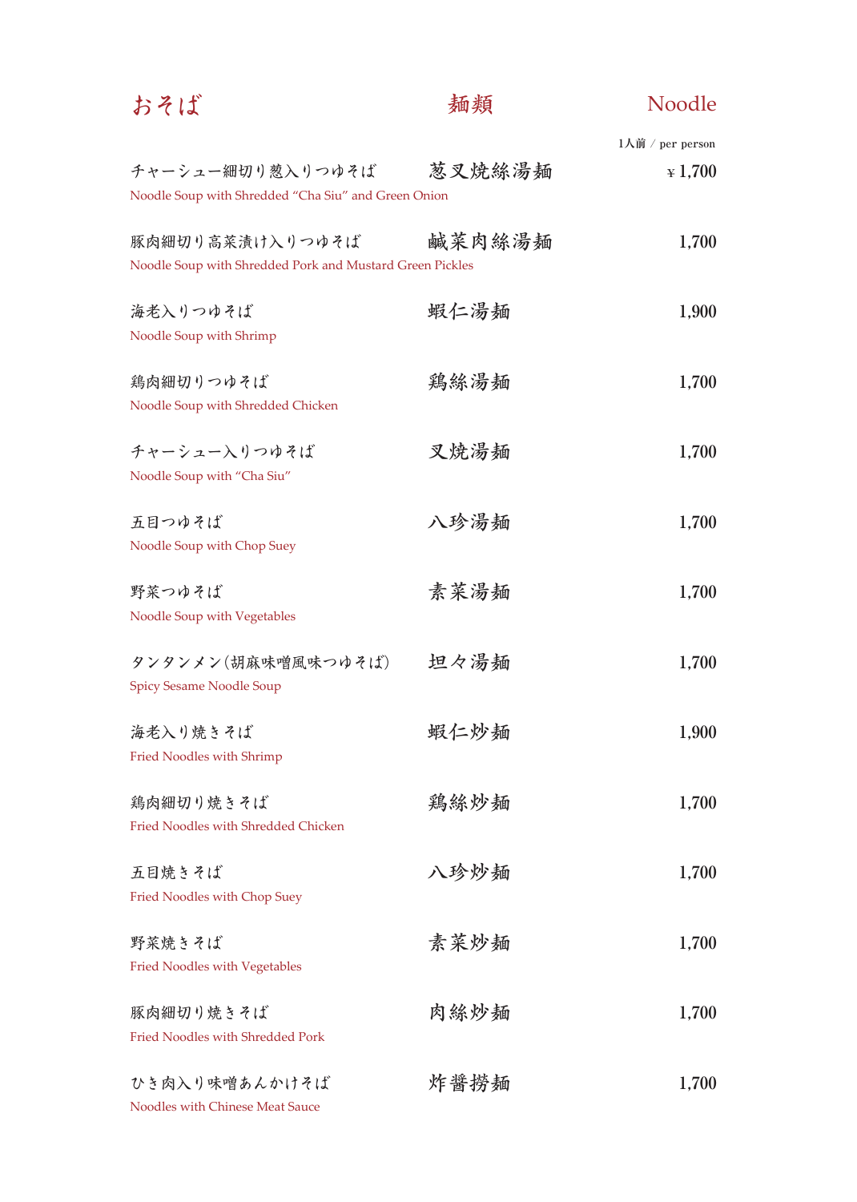# おそば　麺類　Noodle

| おそば | 麺類 | 1人前 / per person |
|---|---|---|
| チャーシュー細切り葱入りつゆそば<br>Noodle Soup with Shredded “Cha Siu” and Green Onion | 葱叉焼絲湯麺 | ¥ 1,700 |
| 豚肉細切り高菜漬け入りつゆそば<br>Noodle Soup with Shredded Pork and Mustard Green Pickles | 鹹菜肉絲湯麺 | 1,700 |
| 海老入りつゆそば<br>Noodle Soup with Shrimp | 蝦仁湯麺 | 1,900 |
| 鶏肉細切りつゆそば<br>Noodle Soup with Shredded Chicken | 鶏絲湯麺 | 1,700 |
| チャーシュー入りつゆそば<br>Noodle Soup with “Cha Siu” | 叉焼湯麺 | 1,700 |
| 五目つゆそば<br>Noodle Soup with Chop Suey | 八珍湯麺 | 1,700 |
| 野菜つゆそば<br>Noodle Soup with Vegetables | 素菜湯麺 | 1,700 |
| タンタンメン(胡麻味噌風味つゆそば)<br>Spicy Sesame Noodle Soup | 担々湯麺 | 1,700 |
| 海老入り焼きそば<br>Fried Noodles with Shrimp | 蝦仁炒麺 | 1,900 |
| 鶏肉細切り焼きそば<br>Fried Noodles with Shredded Chicken | 鶏絲炒麺 | 1,700 |
| 五目焼きそば<br>Fried Noodles with Chop Suey | 八珍炒麺 | 1,700 |
| 野菜焼きそば<br>Fried Noodles with Vegetables | 素菜炒麺 | 1,700 |
| 豚肉細切り焼きそば<br>Fried Noodles with Shredded Pork | 肉絲炒麺 | 1,700 |
| ひき肉入り味噌あんかけそば<br>Noodles with Chinese Meat Sauce | 炸醤撈麺 | 1,700 |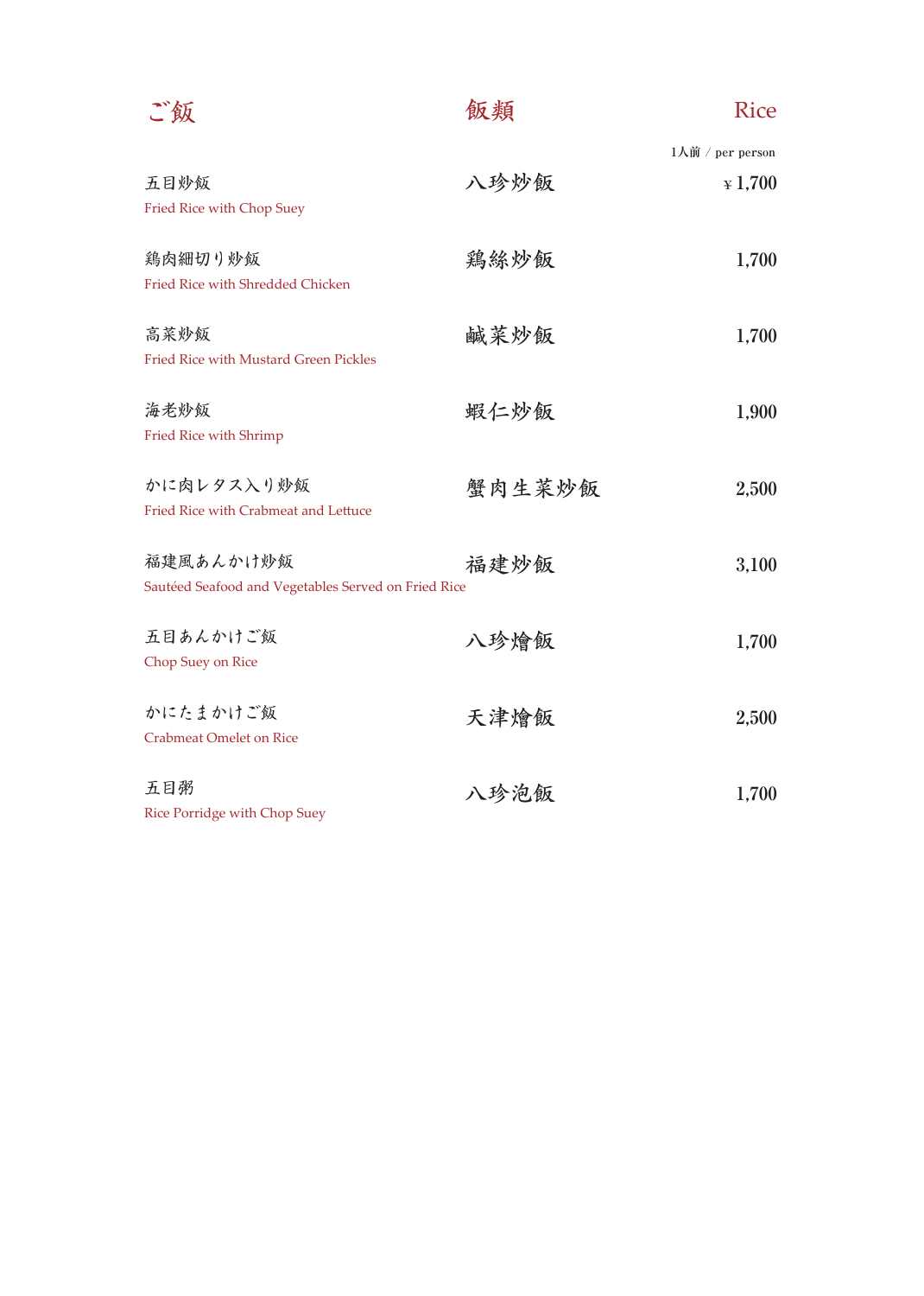| ご飯 | 飯類 | Rice |
|---|---|---|
| | | 1人前 / per person |
| 五目炒飯<br>Fried Rice with Chop Suey | 八珍炒飯 | ¥ 1,700 |
| 鶏肉細切り炒飯<br>Fried Rice with Shredded Chicken | 鶏絲炒飯 | 1,700 |
| 高菜炒飯<br>Fried Rice with Mustard Green Pickles | 鹹菜炒飯 | 1,700 |
| 海老炒飯<br>Fried Rice with Shrimp | 蝦仁炒飯 | 1,900 |
| かに肉レタス入り炒飯<br>Fried Rice with Crabmeat and Lettuce | 蟹肉生菜炒飯 | 2,500 |
| 福建風あんかけ炒飯<br>Sautéed Seafood and Vegetables Served on Fried Rice | 福建炒飯 | 3,100 |
| 五目あんかけご飯<br>Chop Suey on Rice | 八珍燴飯 | 1,700 |
| かにたまかけご飯<br>Crabmeat Omelet on Rice | 天津燴飯 | 2,500 |
| 五目粥<br>Rice Porridge with Chop Suey | 八珍泡飯 | 1,700 |